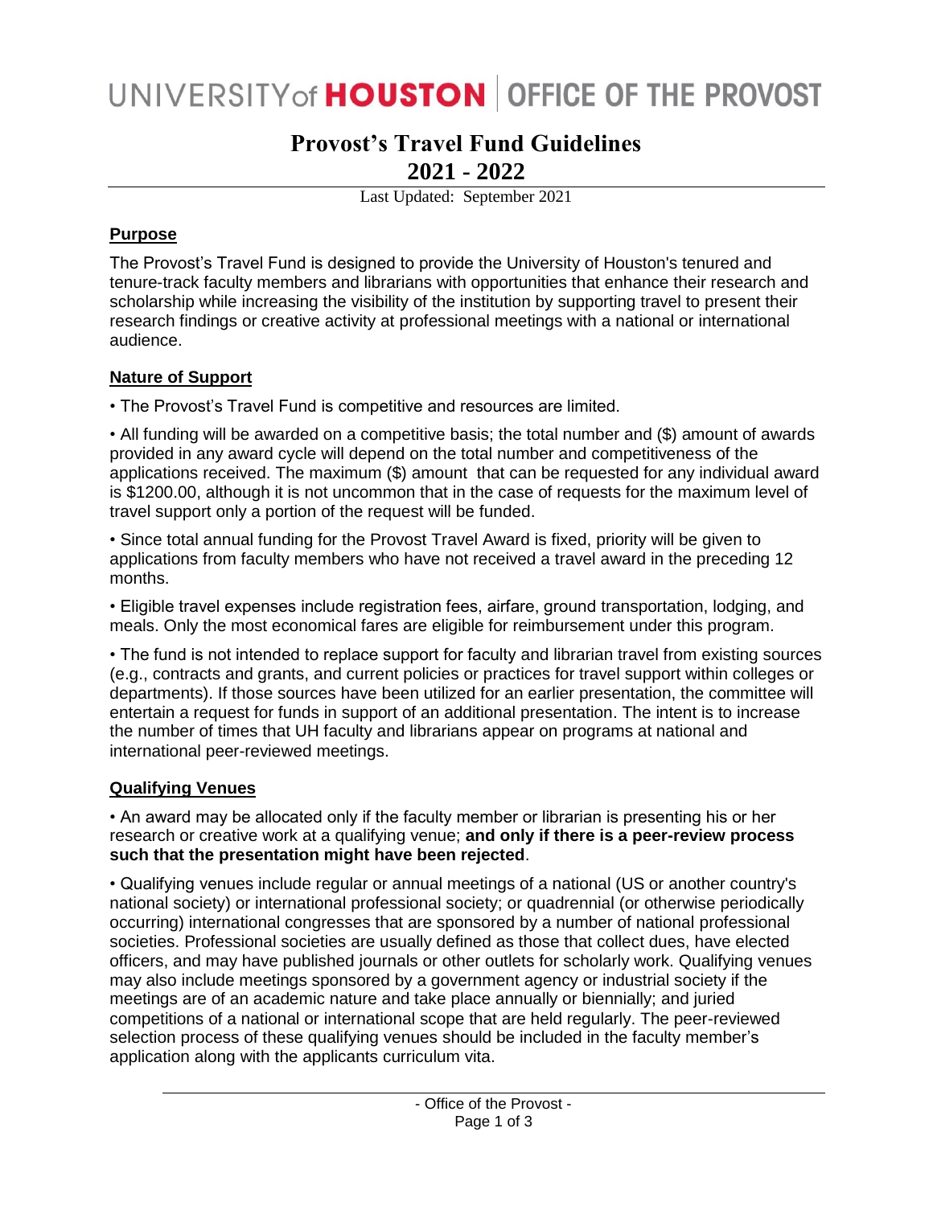UNIVERSITY of **HOUSTON** | OFFICE OF THE PROVOST

# Provost's Travel Fund Guidelines
# 2021 - 2022

Last Updated: September 2021

## Purpose

The Provost's Travel Fund is designed to provide the University of Houston's tenured and tenure-track faculty members and librarians with opportunities that enhance their research and scholarship while increasing the visibility of the institution by supporting travel to present their research findings or creative activity at professional meetings with a national or international audience.

## Nature of Support

• The Provost's Travel Fund is competitive and resources are limited.

• All funding will be awarded on a competitive basis; the total number and ($) amount of awards provided in any award cycle will depend on the total number and competitiveness of the applications received. The maximum ($) amount that can be requested for any individual award is $1200.00, although it is not uncommon that in the case of requests for the maximum level of travel support only a portion of the request will be funded.

• Since total annual funding for the Provost Travel Award is fixed, priority will be given to applications from faculty members who have not received a travel award in the preceding 12 months.

• Eligible travel expenses include registration fees, airfare, ground transportation, lodging, and meals. Only the most economical fares are eligible for reimbursement under this program.

• The fund is not intended to replace support for faculty and librarian travel from existing sources (e.g., contracts and grants, and current policies or practices for travel support within colleges or departments). If those sources have been utilized for an earlier presentation, the committee will entertain a request for funds in support of an additional presentation. The intent is to increase the number of times that UH faculty and librarians appear on programs at national and international peer-reviewed meetings.

## Qualifying Venues

• An award may be allocated only if the faculty member or librarian is presenting his or her research or creative work at a qualifying venue; **and only if there is a peer-review process such that the presentation might have been rejected**.

• Qualifying venues include regular or annual meetings of a national (US or another country's national society) or international professional society; or quadrennial (or otherwise periodically occurring) international congresses that are sponsored by a number of national professional societies. Professional societies are usually defined as those that collect dues, have elected officers, and may have published journals or other outlets for scholarly work. Qualifying venues may also include meetings sponsored by a government agency or industrial society if the meetings are of an academic nature and take place annually or biennially; and juried competitions of a national or international scope that are held regularly. The peer-reviewed selection process of these qualifying venues should be included in the faculty member's application along with the applicants curriculum vita.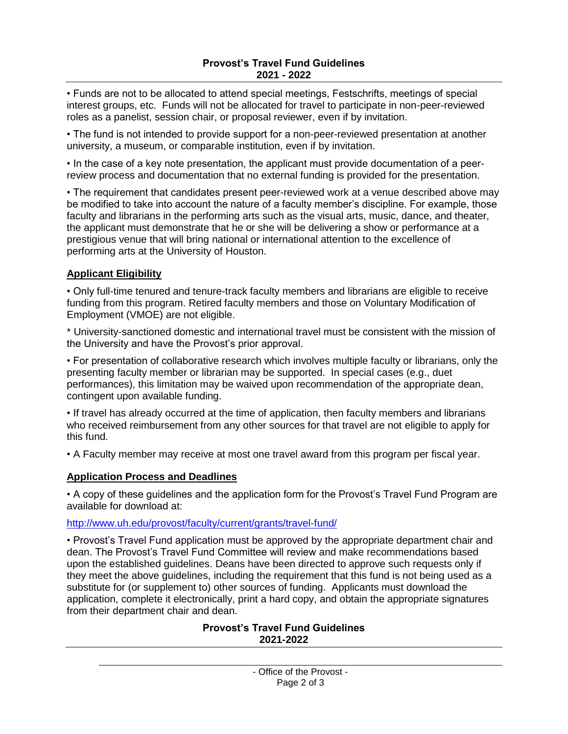• Funds are not to be allocated to attend special meetings, Festschrifts, meetings of special interest groups, etc. Funds will not be allocated for travel to participate in non-peer-reviewed roles as a panelist, session chair, or proposal reviewer, even if by invitation.

• The fund is not intended to provide support for a non-peer-reviewed presentation at another university, a museum, or comparable institution, even if by invitation.

• In the case of a key note presentation, the applicant must provide documentation of a peer-review process and documentation that no external funding is provided for the presentation.

• The requirement that candidates present peer-reviewed work at a venue described above may be modified to take into account the nature of a faculty member's discipline. For example, those faculty and librarians in the performing arts such as the visual arts, music, dance, and theater, the applicant must demonstrate that he or she will be delivering a show or performance at a prestigious venue that will bring national or international attention to the excellence of performing arts at the University of Houston.

## Applicant Eligibility

• Only full-time tenured and tenure-track faculty members and librarians are eligible to receive funding from this program. Retired faculty members and those on Voluntary Modification of Employment (VMOE) are not eligible.

* University-sanctioned domestic and international travel must be consistent with the mission of the University and have the Provost's prior approval.

• For presentation of collaborative research which involves multiple faculty or librarians, only the presenting faculty member or librarian may be supported. In special cases (e.g., duet performances), this limitation may be waived upon recommendation of the appropriate dean, contingent upon available funding.

• If travel has already occurred at the time of application, then faculty members and librarians who received reimbursement from any other sources for that travel are not eligible to apply for this fund.

• A Faculty member may receive at most one travel award from this program per fiscal year.

## Application Process and Deadlines

• A copy of these guidelines and the application form for the Provost's Travel Fund Program are available for download at:

http://www.uh.edu/provost/faculty/current/grants/travel-fund/

• Provost's Travel Fund application must be approved by the appropriate department chair and dean. The Provost's Travel Fund Committee will review and make recommendations based upon the established guidelines. Deans have been directed to approve such requests only if they meet the above guidelines, including the requirement that this fund is not being used as a substitute for (or supplement to) other sources of funding. Applicants must download the application, complete it electronically, print a hard copy, and obtain the appropriate signatures from their department chair and dean.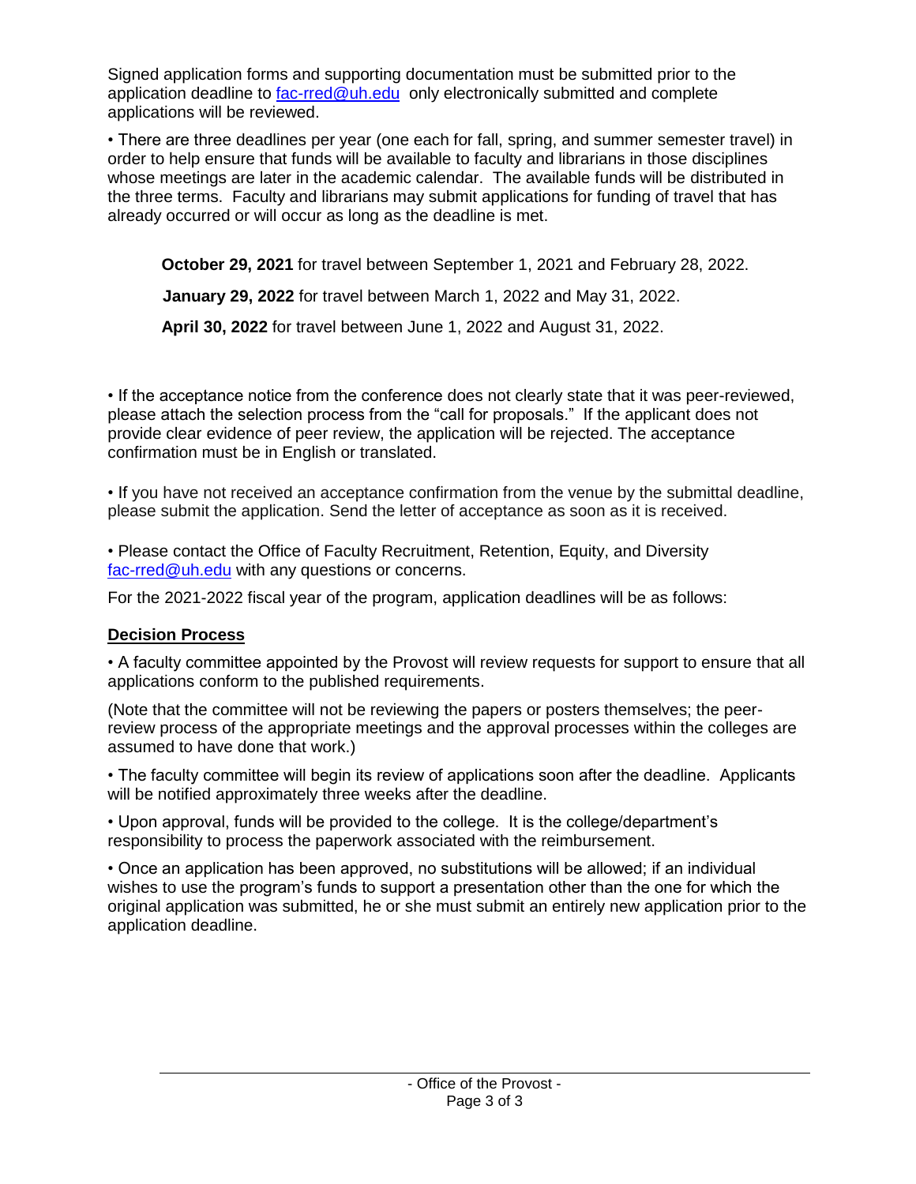Signed application forms and supporting documentation must be submitted prior to the application deadline to fac-rred@uh.edu only electronically submitted and complete applications will be reviewed.

• There are three deadlines per year (one each for fall, spring, and summer semester travel) in order to help ensure that funds will be available to faculty and librarians in those disciplines whose meetings are later in the academic calendar. The available funds will be distributed in the three terms. Faculty and librarians may submit applications for funding of travel that has already occurred or will occur as long as the deadline is met.

**October 29, 2021** for travel between September 1, 2021 and February 28, 2022.

**January 29, 2022** for travel between March 1, 2022 and May 31, 2022.

**April 30, 2022** for travel between June 1, 2022 and August 31, 2022.

• If the acceptance notice from the conference does not clearly state that it was peer-reviewed, please attach the selection process from the "call for proposals." If the applicant does not provide clear evidence of peer review, the application will be rejected. The acceptance confirmation must be in English or translated.

• If you have not received an acceptance confirmation from the venue by the submittal deadline, please submit the application. Send the letter of acceptance as soon as it is received.

• Please contact the Office of Faculty Recruitment, Retention, Equity, and Diversity fac-rred@uh.edu with any questions or concerns.

For the 2021-2022 fiscal year of the program, application deadlines will be as follows:

## Decision Process

• A faculty committee appointed by the Provost will review requests for support to ensure that all applications conform to the published requirements.

(Note that the committee will not be reviewing the papers or posters themselves; the peer-review process of the appropriate meetings and the approval processes within the colleges are assumed to have done that work.)

• The faculty committee will begin its review of applications soon after the deadline. Applicants will be notified approximately three weeks after the deadline.

• Upon approval, funds will be provided to the college. It is the college/department's responsibility to process the paperwork associated with the reimbursement.

• Once an application has been approved, no substitutions will be allowed; if an individual wishes to use the program's funds to support a presentation other than the one for which the original application was submitted, he or she must submit an entirely new application prior to the application deadline.